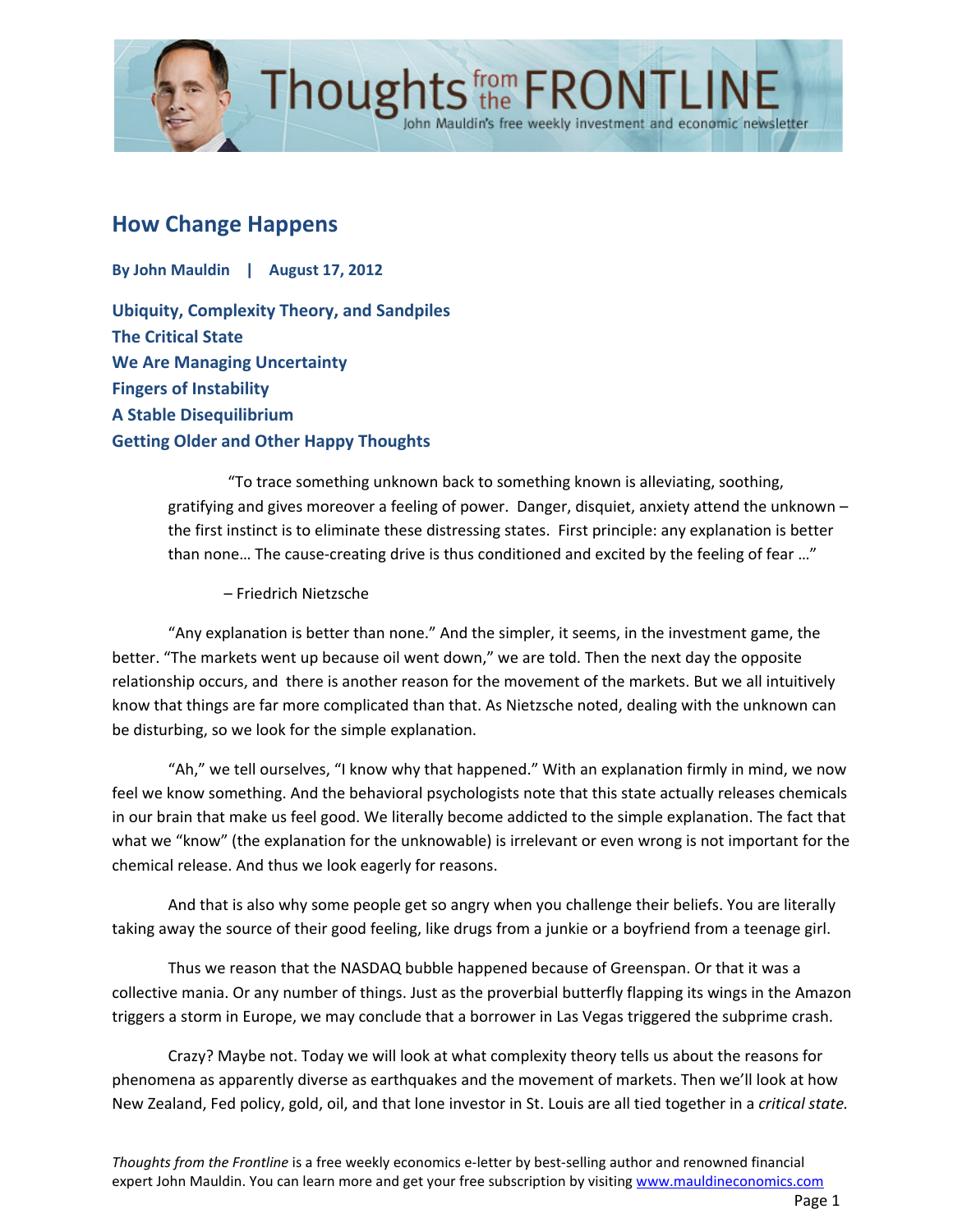# How Change Happens

**By John Mauldin | August 17, 2012**

**Ubiquity, Complexity Theory, and Sandpiles**
**The Critical State**
**We Are Managing Uncertainty**
**Fingers of Instability**
**A Stable Disequilibrium**
**Getting Older and Other Happy Thoughts**

> "To trace something unknown back to something known is alleviating, soothing, gratifying and gives moreover a feeling of power. Danger, disquiet, anxiety attend the unknown – the first instinct is to eliminate these distressing states. First principle: any explanation is better than none… The cause-creating drive is thus conditioned and excited by the feeling of fear …"
>
> – Friedrich Nietzsche

"Any explanation is better than none." And the simpler, it seems, in the investment game, the better. "The markets went up because oil went down," we are told. Then the next day the opposite relationship occurs, and there is another reason for the movement of the markets. But we all intuitively know that things are far more complicated than that. As Nietzsche noted, dealing with the unknown can be disturbing, so we look for the simple explanation.

"Ah," we tell ourselves, "I know why that happened." With an explanation firmly in mind, we now feel we know something. And the behavioral psychologists note that this state actually releases chemicals in our brain that make us feel good. We literally become addicted to the simple explanation. The fact that what we "know" (the explanation for the unknowable) is irrelevant or even wrong is not important for the chemical release. And thus we look eagerly for reasons.

And that is also why some people get so angry when you challenge their beliefs. You are literally taking away the source of their good feeling, like drugs from a junkie or a boyfriend from a teenage girl.

Thus we reason that the NASDAQ bubble happened because of Greenspan. Or that it was a collective mania. Or any number of things. Just as the proverbial butterfly flapping its wings in the Amazon triggers a storm in Europe, we may conclude that a borrower in Las Vegas triggered the subprime crash.

Crazy? Maybe not. Today we will look at what complexity theory tells us about the reasons for phenomena as apparently diverse as earthquakes and the movement of markets. Then we'll look at how New Zealand, Fed policy, gold, oil, and that lone investor in St. Louis are all tied together in a *critical state.*

*Thoughts from the Frontline* is a free weekly economics e-letter by best-selling author and renowned financial expert John Mauldin. You can learn more and get your free subscription by visiting www.mauldineconomics.com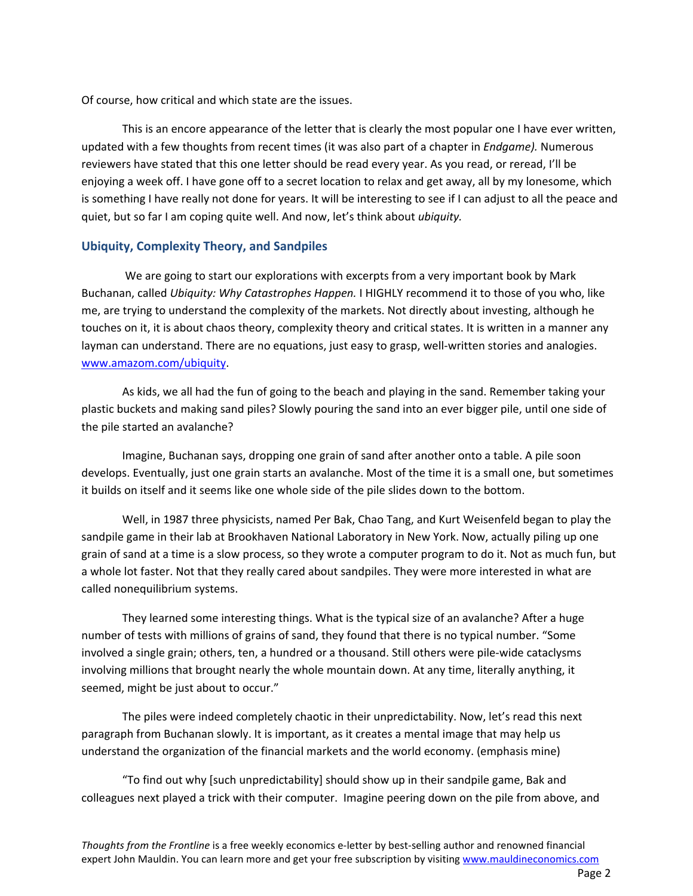Of course, how critical and which state are the issues.

This is an encore appearance of the letter that is clearly the most popular one I have ever written, updated with a few thoughts from recent times (it was also part of a chapter in *Endgame).* Numerous reviewers have stated that this one letter should be read every year. As you read, or reread, I'll be enjoying a week off. I have gone off to a secret location to relax and get away, all by my lonesome, which is something I have really not done for years. It will be interesting to see if I can adjust to all the peace and quiet, but so far I am coping quite well. And now, let's think about *ubiquity.*

## Ubiquity, Complexity Theory, and Sandpiles

We are going to start our explorations with excerpts from a very important book by Mark Buchanan, called *Ubiquity: Why Catastrophes Happen.* I HIGHLY recommend it to those of you who, like me, are trying to understand the complexity of the markets. Not directly about investing, although he touches on it, it is about chaos theory, complexity theory and critical states. It is written in a manner any layman can understand. There are no equations, just easy to grasp, well-written stories and analogies. [www.amazom.com/ubiquity](www.amazom.com/ubiquity).

As kids, we all had the fun of going to the beach and playing in the sand. Remember taking your plastic buckets and making sand piles? Slowly pouring the sand into an ever bigger pile, until one side of the pile started an avalanche?

Imagine, Buchanan says, dropping one grain of sand after another onto a table. A pile soon develops. Eventually, just one grain starts an avalanche. Most of the time it is a small one, but sometimes it builds on itself and it seems like one whole side of the pile slides down to the bottom.

Well, in 1987 three physicists, named Per Bak, Chao Tang, and Kurt Weisenfeld began to play the sandpile game in their lab at Brookhaven National Laboratory in New York. Now, actually piling up one grain of sand at a time is a slow process, so they wrote a computer program to do it. Not as much fun, but a whole lot faster. Not that they really cared about sandpiles. They were more interested in what are called nonequilibrium systems.

They learned some interesting things. What is the typical size of an avalanche? After a huge number of tests with millions of grains of sand, they found that there is no typical number. "Some involved a single grain; others, ten, a hundred or a thousand. Still others were pile-wide cataclysms involving millions that brought nearly the whole mountain down. At any time, literally anything, it seemed, might be just about to occur."

The piles were indeed completely chaotic in their unpredictability. Now, let's read this next paragraph from Buchanan slowly. It is important, as it creates a mental image that may help us understand the organization of the financial markets and the world economy. (emphasis mine)

"To find out why [such unpredictability] should show up in their sandpile game, Bak and colleagues next played a trick with their computer. Imagine peering down on the pile from above, and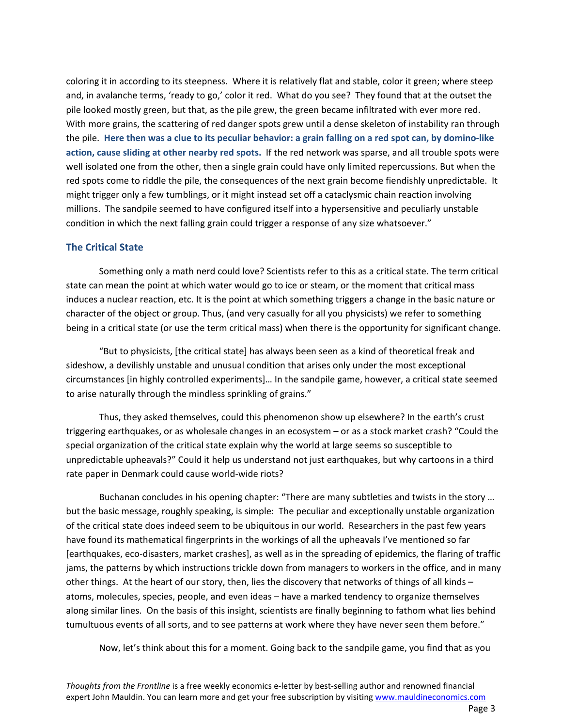coloring it in according to its steepness. Where it is relatively flat and stable, color it green; where steep and, in avalanche terms, 'ready to go,' color it red. What do you see? They found that at the outset the pile looked mostly green, but that, as the pile grew, the green became infiltrated with ever more red. With more grains, the scattering of red danger spots grew until a dense skeleton of instability ran through the pile. **Here then was a clue to its peculiar behavior: a grain falling on a red spot can, by domino-like action, cause sliding at other nearby red spots.** If the red network was sparse, and all trouble spots were well isolated one from the other, then a single grain could have only limited repercussions. But when the red spots come to riddle the pile, the consequences of the next grain become fiendishly unpredictable. It might trigger only a few tumblings, or it might instead set off a cataclysmic chain reaction involving millions. The sandpile seemed to have configured itself into a hypersensitive and peculiarly unstable condition in which the next falling grain could trigger a response of any size whatsoever."

## The Critical State

Something only a math nerd could love? Scientists refer to this as a critical state. The term critical state can mean the point at which water would go to ice or steam, or the moment that critical mass induces a nuclear reaction, etc. It is the point at which something triggers a change in the basic nature or character of the object or group. Thus, (and very casually for all you physicists) we refer to something being in a critical state (or use the term critical mass) when there is the opportunity for significant change.

"But to physicists, [the critical state] has always been seen as a kind of theoretical freak and sideshow, a devilishly unstable and unusual condition that arises only under the most exceptional circumstances [in highly controlled experiments]… In the sandpile game, however, a critical state seemed to arise naturally through the mindless sprinkling of grains."

Thus, they asked themselves, could this phenomenon show up elsewhere? In the earth's crust triggering earthquakes, or as wholesale changes in an ecosystem – or as a stock market crash? "Could the special organization of the critical state explain why the world at large seems so susceptible to unpredictable upheavals?" Could it help us understand not just earthquakes, but why cartoons in a third rate paper in Denmark could cause world-wide riots?

Buchanan concludes in his opening chapter: "There are many subtleties and twists in the story … but the basic message, roughly speaking, is simple: The peculiar and exceptionally unstable organization of the critical state does indeed seem to be ubiquitous in our world. Researchers in the past few years have found its mathematical fingerprints in the workings of all the upheavals I've mentioned so far [earthquakes, eco-disasters, market crashes], as well as in the spreading of epidemics, the flaring of traffic jams, the patterns by which instructions trickle down from managers to workers in the office, and in many other things. At the heart of our story, then, lies the discovery that networks of things of all kinds – atoms, molecules, species, people, and even ideas – have a marked tendency to organize themselves along similar lines. On the basis of this insight, scientists are finally beginning to fathom what lies behind tumultuous events of all sorts, and to see patterns at work where they have never seen them before."

Now, let's think about this for a moment. Going back to the sandpile game, you find that as you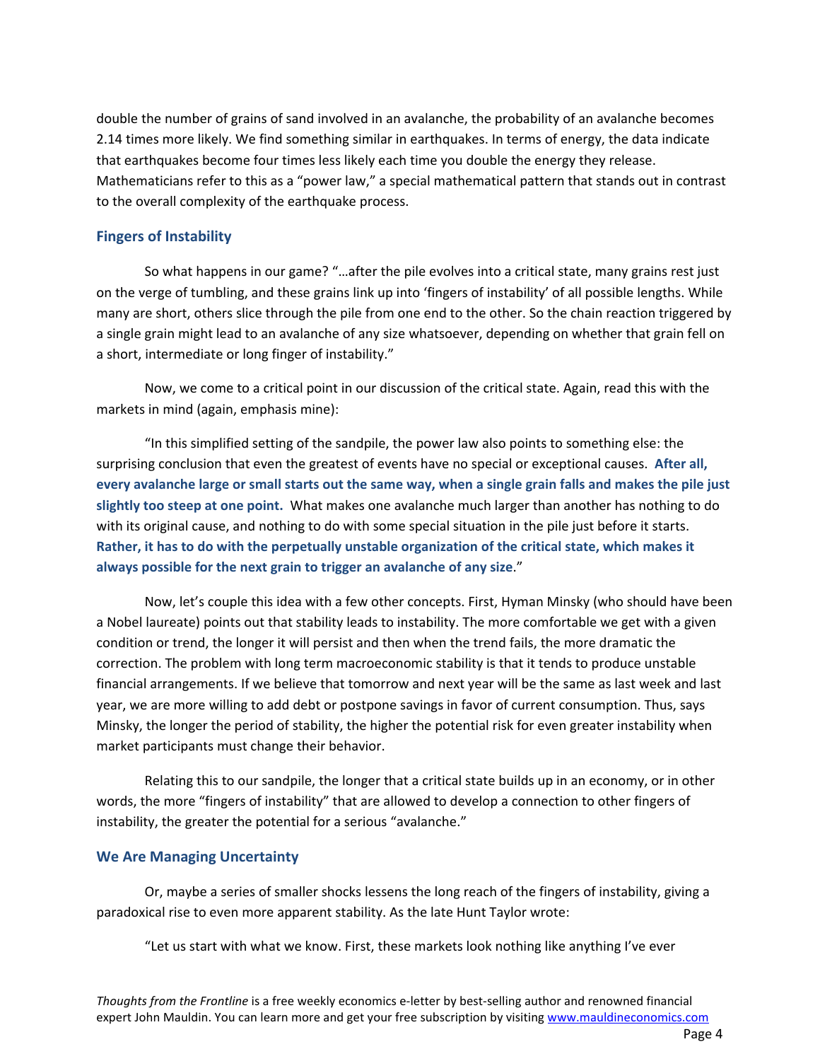double the number of grains of sand involved in an avalanche, the probability of an avalanche becomes 2.14 times more likely. We find something similar in earthquakes. In terms of energy, the data indicate that earthquakes become four times less likely each time you double the energy they release. Mathematicians refer to this as a "power law," a special mathematical pattern that stands out in contrast to the overall complexity of the earthquake process.

## Fingers of Instability

So what happens in our game? "…after the pile evolves into a critical state, many grains rest just on the verge of tumbling, and these grains link up into 'fingers of instability' of all possible lengths. While many are short, others slice through the pile from one end to the other. So the chain reaction triggered by a single grain might lead to an avalanche of any size whatsoever, depending on whether that grain fell on a short, intermediate or long finger of instability."

Now, we come to a critical point in our discussion of the critical state. Again, read this with the markets in mind (again, emphasis mine):

"In this simplified setting of the sandpile, the power law also points to something else: the surprising conclusion that even the greatest of events have no special or exceptional causes. **After all, every avalanche large or small starts out the same way, when a single grain falls and makes the pile just slightly too steep at one point.** What makes one avalanche much larger than another has nothing to do with its original cause, and nothing to do with some special situation in the pile just before it starts. **Rather, it has to do with the perpetually unstable organization of the critical state, which makes it always possible for the next grain to trigger an avalanche of any size**."

Now, let's couple this idea with a few other concepts. First, Hyman Minsky (who should have been a Nobel laureate) points out that stability leads to instability. The more comfortable we get with a given condition or trend, the longer it will persist and then when the trend fails, the more dramatic the correction. The problem with long term macroeconomic stability is that it tends to produce unstable financial arrangements. If we believe that tomorrow and next year will be the same as last week and last year, we are more willing to add debt or postpone savings in favor of current consumption. Thus, says Minsky, the longer the period of stability, the higher the potential risk for even greater instability when market participants must change their behavior.

Relating this to our sandpile, the longer that a critical state builds up in an economy, or in other words, the more "fingers of instability" that are allowed to develop a connection to other fingers of instability, the greater the potential for a serious "avalanche."

## We Are Managing Uncertainty

Or, maybe a series of smaller shocks lessens the long reach of the fingers of instability, giving a paradoxical rise to even more apparent stability. As the late Hunt Taylor wrote:

"Let us start with what we know. First, these markets look nothing like anything I've ever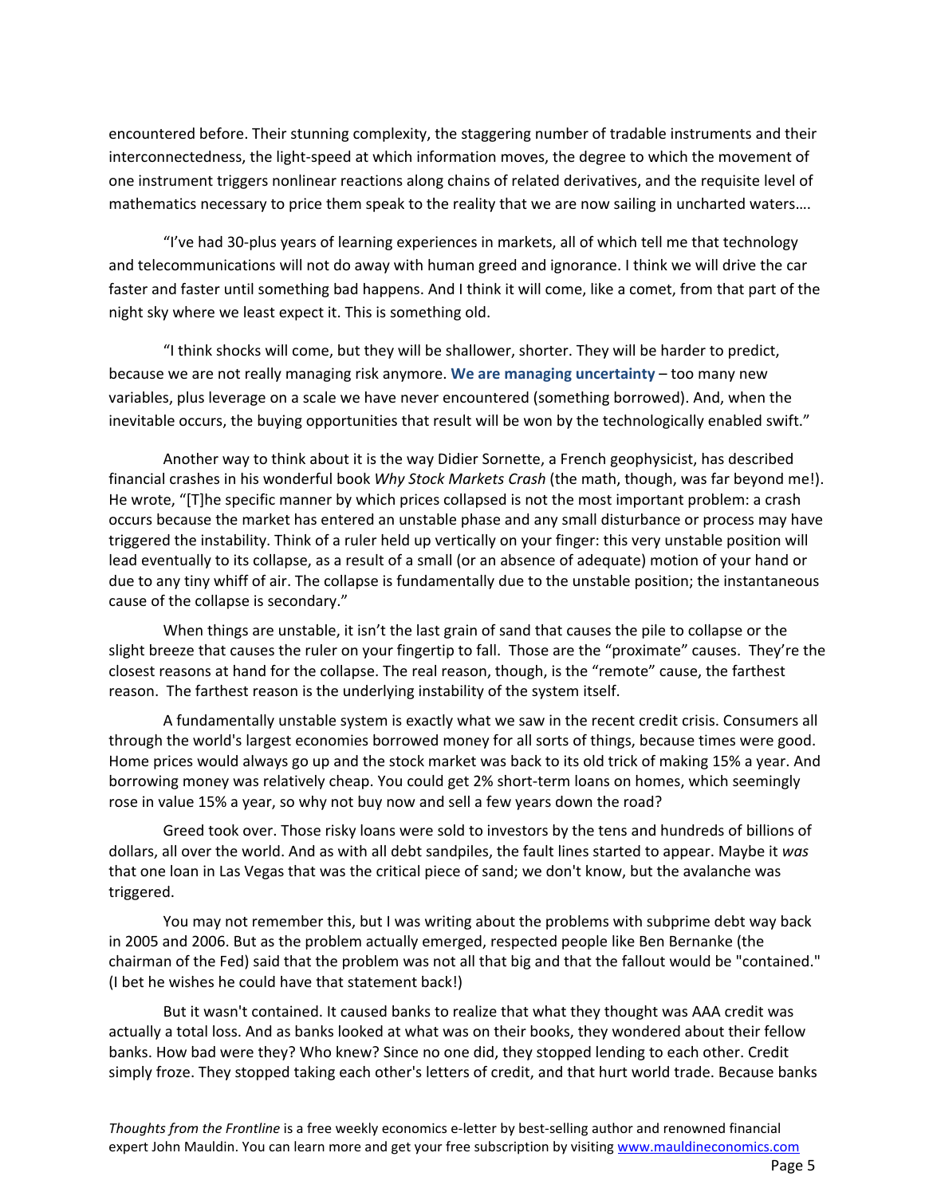encountered before. Their stunning complexity, the staggering number of tradable instruments and their interconnectedness, the light-speed at which information moves, the degree to which the movement of one instrument triggers nonlinear reactions along chains of related derivatives, and the requisite level of mathematics necessary to price them speak to the reality that we are now sailing in uncharted waters….

"I've had 30-plus years of learning experiences in markets, all of which tell me that technology and telecommunications will not do away with human greed and ignorance. I think we will drive the car faster and faster until something bad happens. And I think it will come, like a comet, from that part of the night sky where we least expect it. This is something old.

"I think shocks will come, but they will be shallower, shorter. They will be harder to predict, because we are not really managing risk anymore. **We are managing uncertainty** – too many new variables, plus leverage on a scale we have never encountered (something borrowed). And, when the inevitable occurs, the buying opportunities that result will be won by the technologically enabled swift."

Another way to think about it is the way Didier Sornette, a French geophysicist, has described financial crashes in his wonderful book *Why Stock Markets Crash* (the math, though, was far beyond me!). He wrote, "[T]he specific manner by which prices collapsed is not the most important problem: a crash occurs because the market has entered an unstable phase and any small disturbance or process may have triggered the instability. Think of a ruler held up vertically on your finger: this very unstable position will lead eventually to its collapse, as a result of a small (or an absence of adequate) motion of your hand or due to any tiny whiff of air. The collapse is fundamentally due to the unstable position; the instantaneous cause of the collapse is secondary."

When things are unstable, it isn't the last grain of sand that causes the pile to collapse or the slight breeze that causes the ruler on your fingertip to fall. Those are the "proximate" causes. They're the closest reasons at hand for the collapse. The real reason, though, is the "remote" cause, the farthest reason. The farthest reason is the underlying instability of the system itself.

A fundamentally unstable system is exactly what we saw in the recent credit crisis. Consumers all through the world's largest economies borrowed money for all sorts of things, because times were good. Home prices would always go up and the stock market was back to its old trick of making 15% a year. And borrowing money was relatively cheap. You could get 2% short-term loans on homes, which seemingly rose in value 15% a year, so why not buy now and sell a few years down the road?

Greed took over. Those risky loans were sold to investors by the tens and hundreds of billions of dollars, all over the world. And as with all debt sandpiles, the fault lines started to appear. Maybe it *was* that one loan in Las Vegas that was the critical piece of sand; we don't know, but the avalanche was triggered.

You may not remember this, but I was writing about the problems with subprime debt way back in 2005 and 2006. But as the problem actually emerged, respected people like Ben Bernanke (the chairman of the Fed) said that the problem was not all that big and that the fallout would be "contained." (I bet he wishes he could have that statement back!)

But it wasn't contained. It caused banks to realize that what they thought was AAA credit was actually a total loss. And as banks looked at what was on their books, they wondered about their fellow banks. How bad were they? Who knew? Since no one did, they stopped lending to each other. Credit simply froze. They stopped taking each other's letters of credit, and that hurt world trade. Because banks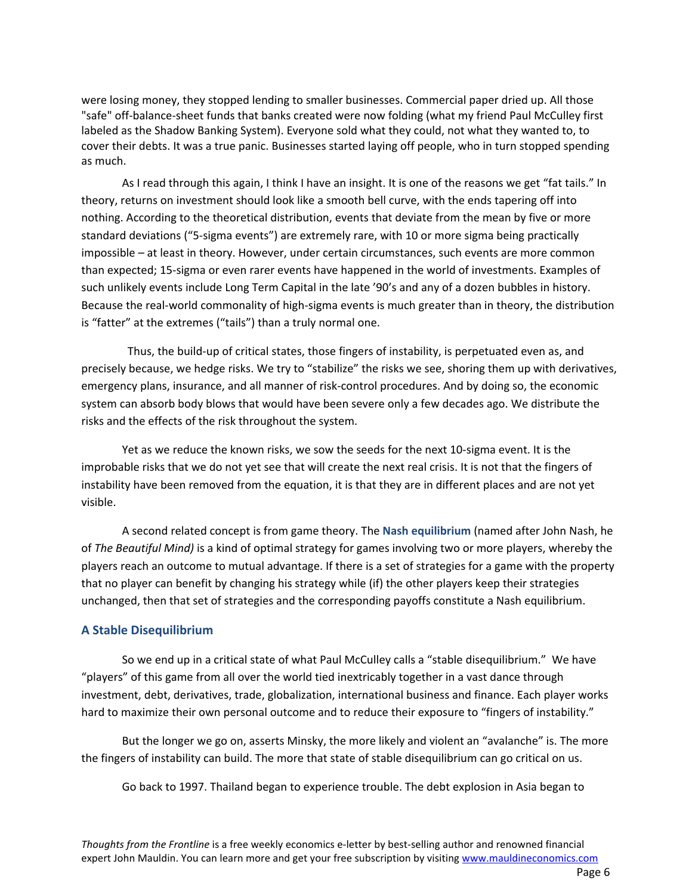were losing money, they stopped lending to smaller businesses. Commercial paper dried up. All those "safe" off-balance-sheet funds that banks created were now folding (what my friend Paul McCulley first labeled as the Shadow Banking System). Everyone sold what they could, not what they wanted to, to cover their debts. It was a true panic. Businesses started laying off people, who in turn stopped spending as much.

As I read through this again, I think I have an insight. It is one of the reasons we get "fat tails." In theory, returns on investment should look like a smooth bell curve, with the ends tapering off into nothing. According to the theoretical distribution, events that deviate from the mean by five or more standard deviations ("5-sigma events") are extremely rare, with 10 or more sigma being practically impossible – at least in theory. However, under certain circumstances, such events are more common than expected; 15-sigma or even rarer events have happened in the world of investments. Examples of such unlikely events include Long Term Capital in the late '90's and any of a dozen bubbles in history. Because the real-world commonality of high-sigma events is much greater than in theory, the distribution is "fatter" at the extremes ("tails") than a truly normal one.

Thus, the build-up of critical states, those fingers of instability, is perpetuated even as, and precisely because, we hedge risks. We try to "stabilize" the risks we see, shoring them up with derivatives, emergency plans, insurance, and all manner of risk-control procedures. And by doing so, the economic system can absorb body blows that would have been severe only a few decades ago. We distribute the risks and the effects of the risk throughout the system.

Yet as we reduce the known risks, we sow the seeds for the next 10-sigma event. It is the improbable risks that we do not yet see that will create the next real crisis. It is not that the fingers of instability have been removed from the equation, it is that they are in different places and are not yet visible.

A second related concept is from game theory. The **Nash equilibrium** (named after John Nash, he of *The Beautiful Mind)* is a kind of optimal strategy for games involving two or more players, whereby the players reach an outcome to mutual advantage. If there is a set of strategies for a game with the property that no player can benefit by changing his strategy while (if) the other players keep their strategies unchanged, then that set of strategies and the corresponding payoffs constitute a Nash equilibrium.

## A Stable Disequilibrium

So we end up in a critical state of what Paul McCulley calls a "stable disequilibrium." We have "players" of this game from all over the world tied inextricably together in a vast dance through investment, debt, derivatives, trade, globalization, international business and finance. Each player works hard to maximize their own personal outcome and to reduce their exposure to "fingers of instability."

But the longer we go on, asserts Minsky, the more likely and violent an "avalanche" is. The more the fingers of instability can build. The more that state of stable disequilibrium can go critical on us.

Go back to 1997. Thailand began to experience trouble. The debt explosion in Asia began to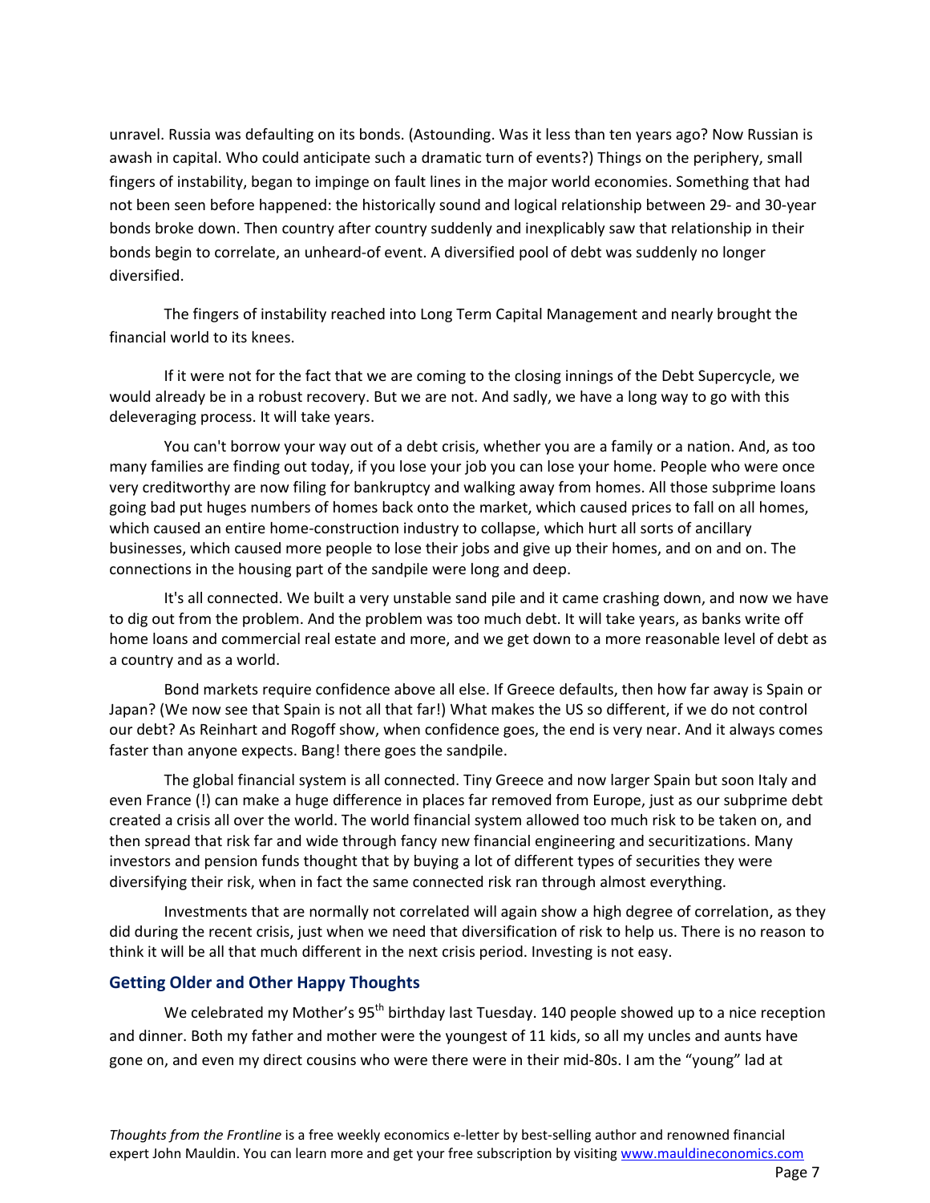unravel. Russia was defaulting on its bonds. (Astounding. Was it less than ten years ago? Now Russian is awash in capital. Who could anticipate such a dramatic turn of events?) Things on the periphery, small fingers of instability, began to impinge on fault lines in the major world economies. Something that had not been seen before happened: the historically sound and logical relationship between 29- and 30-year bonds broke down. Then country after country suddenly and inexplicably saw that relationship in their bonds begin to correlate, an unheard-of event. A diversified pool of debt was suddenly no longer diversified.

The fingers of instability reached into Long Term Capital Management and nearly brought the financial world to its knees.

If it were not for the fact that we are coming to the closing innings of the Debt Supercycle, we would already be in a robust recovery. But we are not. And sadly, we have a long way to go with this deleveraging process. It will take years.

You can't borrow your way out of a debt crisis, whether you are a family or a nation. And, as too many families are finding out today, if you lose your job you can lose your home. People who were once very creditworthy are now filing for bankruptcy and walking away from homes. All those subprime loans going bad put huges numbers of homes back onto the market, which caused prices to fall on all homes, which caused an entire home-construction industry to collapse, which hurt all sorts of ancillary businesses, which caused more people to lose their jobs and give up their homes, and on and on. The connections in the housing part of the sandpile were long and deep.

It's all connected. We built a very unstable sand pile and it came crashing down, and now we have to dig out from the problem. And the problem was too much debt. It will take years, as banks write off home loans and commercial real estate and more, and we get down to a more reasonable level of debt as a country and as a world.

Bond markets require confidence above all else. If Greece defaults, then how far away is Spain or Japan? (We now see that Spain is not all that far!) What makes the US so different, if we do not control our debt? As Reinhart and Rogoff show, when confidence goes, the end is very near. And it always comes faster than anyone expects. Bang! there goes the sandpile.

The global financial system is all connected. Tiny Greece and now larger Spain but soon Italy and even France (!) can make a huge difference in places far removed from Europe, just as our subprime debt created a crisis all over the world. The world financial system allowed too much risk to be taken on, and then spread that risk far and wide through fancy new financial engineering and securitizations. Many investors and pension funds thought that by buying a lot of different types of securities they were diversifying their risk, when in fact the same connected risk ran through almost everything.

Investments that are normally not correlated will again show a high degree of correlation, as they did during the recent crisis, just when we need that diversification of risk to help us. There is no reason to think it will be all that much different in the next crisis period. Investing is not easy.

### Getting Older and Other Happy Thoughts

We celebrated my Mother's 95th birthday last Tuesday. 140 people showed up to a nice reception and dinner. Both my father and mother were the youngest of 11 kids, so all my uncles and aunts have gone on, and even my direct cousins who were there were in their mid-80s. I am the "young" lad at

*Thoughts from the Frontline* is a free weekly economics e-letter by best-selling author and renowned financial expert John Mauldin. You can learn more and get your free subscription by visiting [www.mauldineconomics.com](http://www.mauldineconomics.com)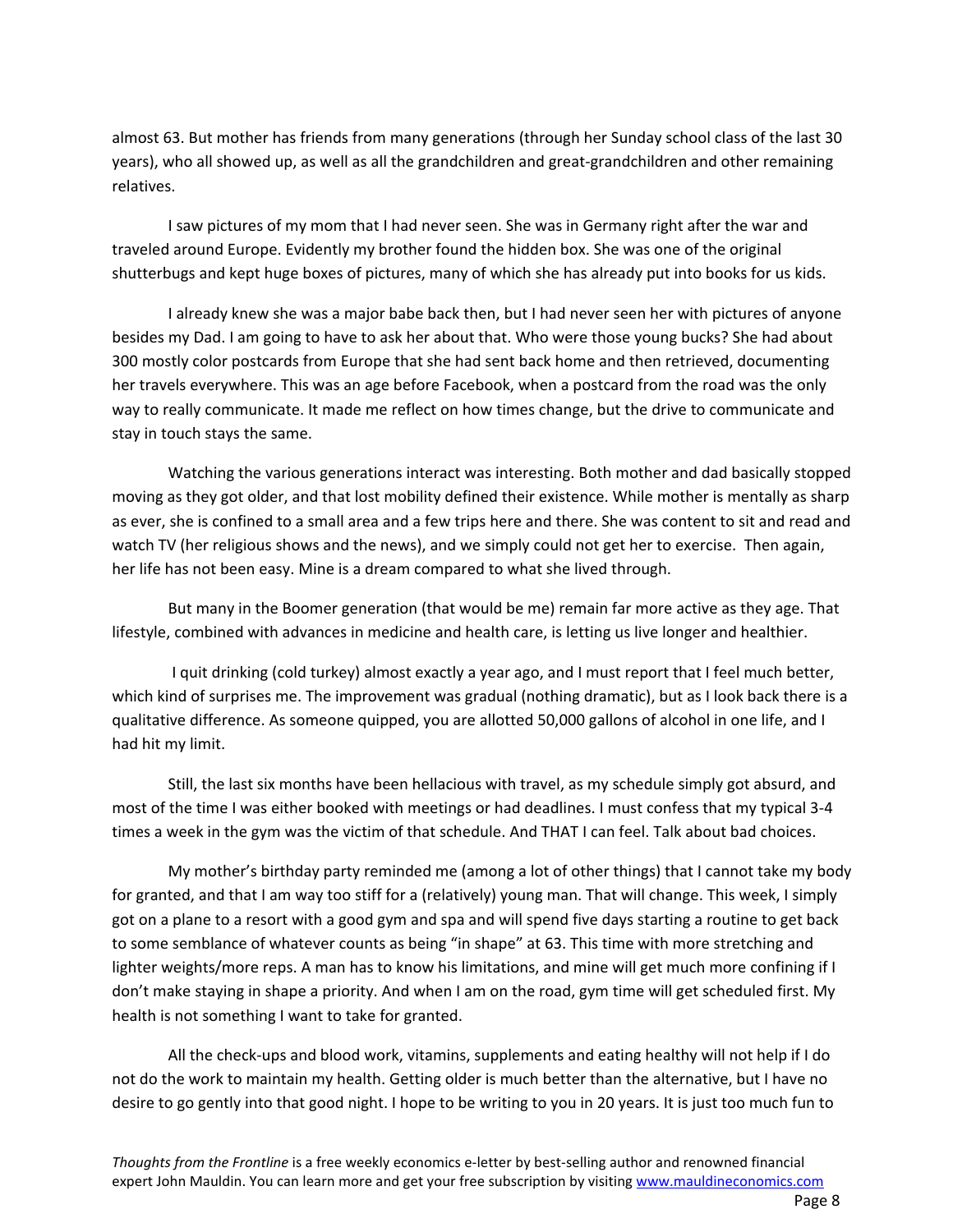almost 63. But mother has friends from many generations (through her Sunday school class of the last 30 years), who all showed up, as well as all the grandchildren and great-grandchildren and other remaining relatives.

I saw pictures of my mom that I had never seen. She was in Germany right after the war and traveled around Europe. Evidently my brother found the hidden box. She was one of the original shutterbugs and kept huge boxes of pictures, many of which she has already put into books for us kids.

I already knew she was a major babe back then, but I had never seen her with pictures of anyone besides my Dad. I am going to have to ask her about that. Who were those young bucks? She had about 300 mostly color postcards from Europe that she had sent back home and then retrieved, documenting her travels everywhere. This was an age before Facebook, when a postcard from the road was the only way to really communicate. It made me reflect on how times change, but the drive to communicate and stay in touch stays the same.

Watching the various generations interact was interesting. Both mother and dad basically stopped moving as they got older, and that lost mobility defined their existence. While mother is mentally as sharp as ever, she is confined to a small area and a few trips here and there. She was content to sit and read and watch TV (her religious shows and the news), and we simply could not get her to exercise. Then again, her life has not been easy. Mine is a dream compared to what she lived through.

But many in the Boomer generation (that would be me) remain far more active as they age. That lifestyle, combined with advances in medicine and health care, is letting us live longer and healthier.

I quit drinking (cold turkey) almost exactly a year ago, and I must report that I feel much better, which kind of surprises me. The improvement was gradual (nothing dramatic), but as I look back there is a qualitative difference. As someone quipped, you are allotted 50,000 gallons of alcohol in one life, and I had hit my limit.

Still, the last six months have been hellacious with travel, as my schedule simply got absurd, and most of the time I was either booked with meetings or had deadlines. I must confess that my typical 3-4 times a week in the gym was the victim of that schedule. And THAT I can feel. Talk about bad choices.

My mother's birthday party reminded me (among a lot of other things) that I cannot take my body for granted, and that I am way too stiff for a (relatively) young man. That will change. This week, I simply got on a plane to a resort with a good gym and spa and will spend five days starting a routine to get back to some semblance of whatever counts as being "in shape" at 63. This time with more stretching and lighter weights/more reps. A man has to know his limitations, and mine will get much more confining if I don't make staying in shape a priority. And when I am on the road, gym time will get scheduled first. My health is not something I want to take for granted.

All the check-ups and blood work, vitamins, supplements and eating healthy will not help if I do not do the work to maintain my health. Getting older is much better than the alternative, but I have no desire to go gently into that good night. I hope to be writing to you in 20 years. It is just too much fun to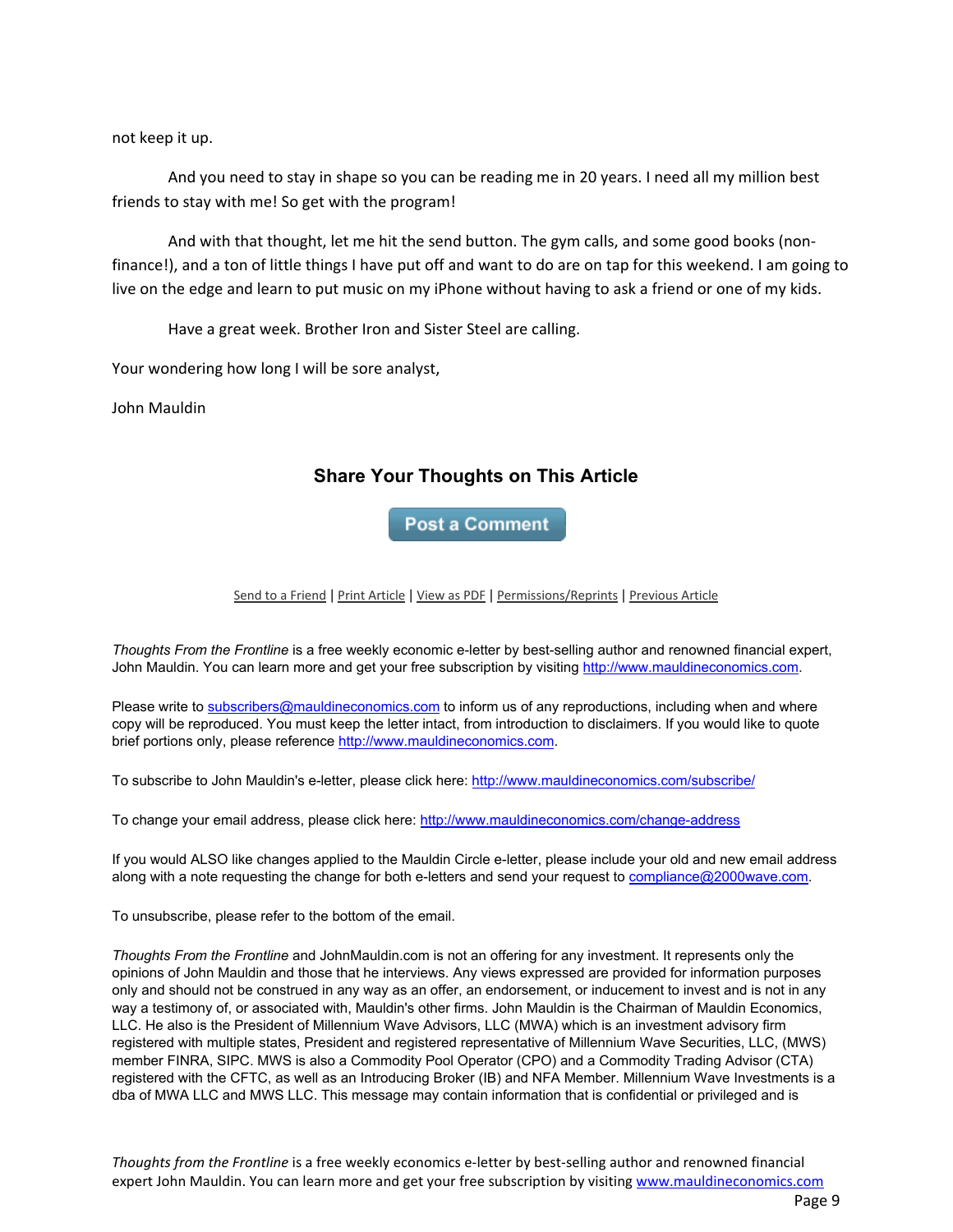not keep it up.

And you need to stay in shape so you can be reading me in 20 years. I need all my million best friends to stay with me! So get with the program!

And with that thought, let me hit the send button. The gym calls, and some good books (non-finance!), and a ton of little things I have put off and want to do are on tap for this weekend. I am going to live on the edge and learn to put music on my iPhone without having to ask a friend or one of my kids.

Have a great week. Brother Iron and Sister Steel are calling.

Your wondering how long I will be sore analyst,

John Mauldin

### Share Your Thoughts on This Article

Post a Comment

Send to a Friend | Print Article | View as PDF | Permissions/Reprints | Previous Article

*Thoughts From the Frontline* is a free weekly economic e-letter by best-selling author and renowned financial expert, John Mauldin. You can learn more and get your free subscription by visiting http://www.mauldineconomics.com.

Please write to subscribers@mauldineconomics.com to inform us of any reproductions, including when and where copy will be reproduced. You must keep the letter intact, from introduction to disclaimers. If you would like to quote brief portions only, please reference http://www.mauldineconomics.com.

To subscribe to John Mauldin's e-letter, please click here: http://www.mauldineconomics.com/subscribe/

To change your email address, please click here: http://www.mauldineconomics.com/change-address

If you would ALSO like changes applied to the Mauldin Circle e-letter, please include your old and new email address along with a note requesting the change for both e-letters and send your request to compliance@2000wave.com.

To unsubscribe, please refer to the bottom of the email.

*Thoughts From the Frontline* and JohnMauldin.com is not an offering for any investment. It represents only the opinions of John Mauldin and those that he interviews. Any views expressed are provided for information purposes only and should not be construed in any way as an offer, an endorsement, or inducement to invest and is not in any way a testimony of, or associated with, Mauldin's other firms. John Mauldin is the Chairman of Mauldin Economics, LLC. He also is the President of Millennium Wave Advisors, LLC (MWA) which is an investment advisory firm registered with multiple states, President and registered representative of Millennium Wave Securities, LLC, (MWS) member FINRA, SIPC. MWS is also a Commodity Pool Operator (CPO) and a Commodity Trading Advisor (CTA) registered with the CFTC, as well as an Introducing Broker (IB) and NFA Member. Millennium Wave Investments is a dba of MWA LLC and MWS LLC. This message may contain information that is confidential or privileged and is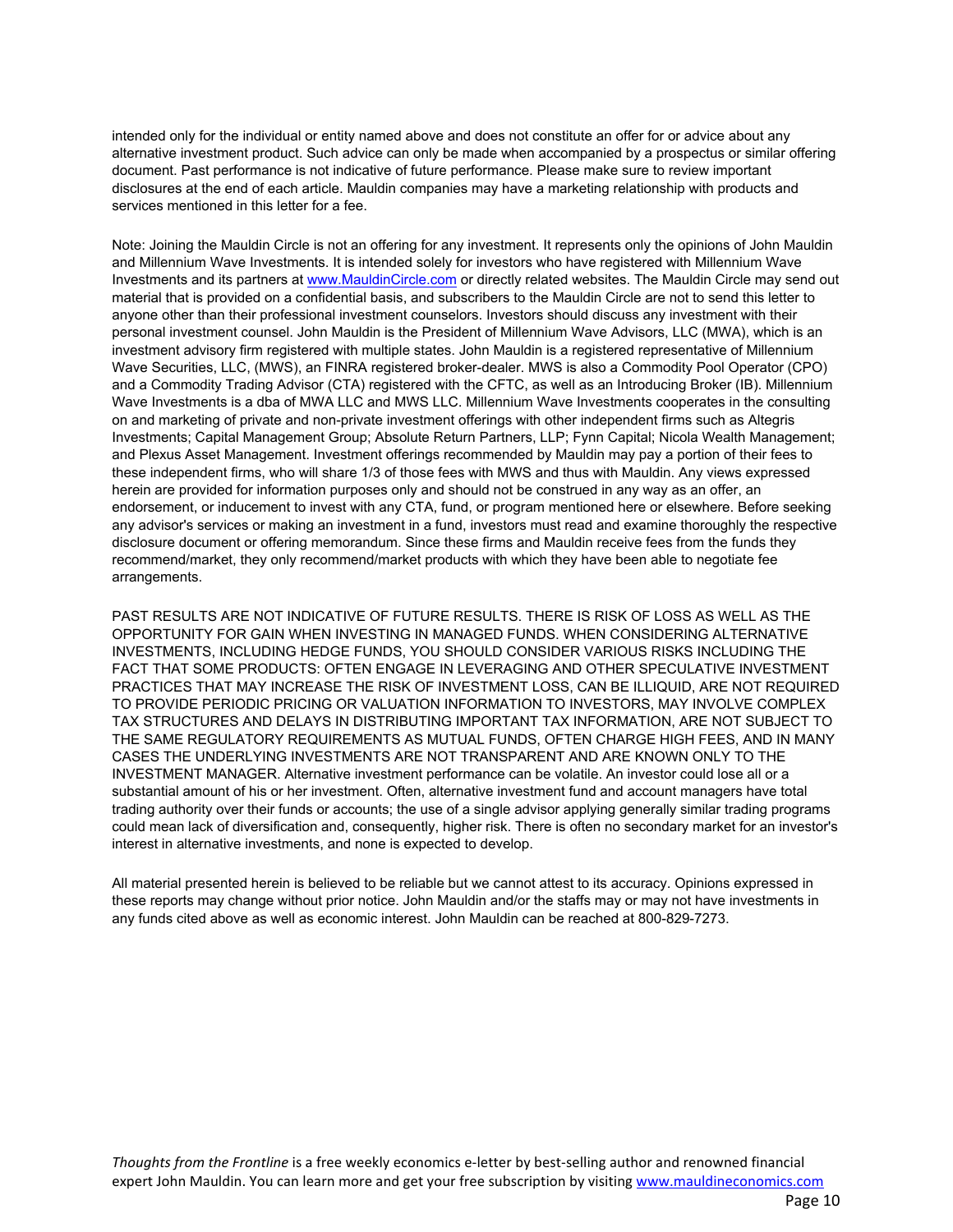intended only for the individual or entity named above and does not constitute an offer for or advice about any alternative investment product. Such advice can only be made when accompanied by a prospectus or similar offering document. Past performance is not indicative of future performance. Please make sure to review important disclosures at the end of each article. Mauldin companies may have a marketing relationship with products and services mentioned in this letter for a fee.

Note: Joining the Mauldin Circle is not an offering for any investment. It represents only the opinions of John Mauldin and Millennium Wave Investments. It is intended solely for investors who have registered with Millennium Wave Investments and its partners at [www.MauldinCircle.com](http://www.MauldinCircle.com) or directly related websites. The Mauldin Circle may send out material that is provided on a confidential basis, and subscribers to the Mauldin Circle are not to send this letter to anyone other than their professional investment counselors. Investors should discuss any investment with their personal investment counsel. John Mauldin is the President of Millennium Wave Advisors, LLC (MWA), which is an investment advisory firm registered with multiple states. John Mauldin is a registered representative of Millennium Wave Securities, LLC, (MWS), an FINRA registered broker-dealer. MWS is also a Commodity Pool Operator (CPO) and a Commodity Trading Advisor (CTA) registered with the CFTC, as well as an Introducing Broker (IB). Millennium Wave Investments is a dba of MWA LLC and MWS LLC. Millennium Wave Investments cooperates in the consulting on and marketing of private and non-private investment offerings with other independent firms such as Altegris Investments; Capital Management Group; Absolute Return Partners, LLP; Fynn Capital; Nicola Wealth Management; and Plexus Asset Management. Investment offerings recommended by Mauldin may pay a portion of their fees to these independent firms, who will share 1/3 of those fees with MWS and thus with Mauldin. Any views expressed herein are provided for information purposes only and should not be construed in any way as an offer, an endorsement, or inducement to invest with any CTA, fund, or program mentioned here or elsewhere. Before seeking any advisor's services or making an investment in a fund, investors must read and examine thoroughly the respective disclosure document or offering memorandum. Since these firms and Mauldin receive fees from the funds they recommend/market, they only recommend/market products with which they have been able to negotiate fee arrangements.

PAST RESULTS ARE NOT INDICATIVE OF FUTURE RESULTS. THERE IS RISK OF LOSS AS WELL AS THE OPPORTUNITY FOR GAIN WHEN INVESTING IN MANAGED FUNDS. WHEN CONSIDERING ALTERNATIVE INVESTMENTS, INCLUDING HEDGE FUNDS, YOU SHOULD CONSIDER VARIOUS RISKS INCLUDING THE FACT THAT SOME PRODUCTS: OFTEN ENGAGE IN LEVERAGING AND OTHER SPECULATIVE INVESTMENT PRACTICES THAT MAY INCREASE THE RISK OF INVESTMENT LOSS, CAN BE ILLIQUID, ARE NOT REQUIRED TO PROVIDE PERIODIC PRICING OR VALUATION INFORMATION TO INVESTORS, MAY INVOLVE COMPLEX TAX STRUCTURES AND DELAYS IN DISTRIBUTING IMPORTANT TAX INFORMATION, ARE NOT SUBJECT TO THE SAME REGULATORY REQUIREMENTS AS MUTUAL FUNDS, OFTEN CHARGE HIGH FEES, AND IN MANY CASES THE UNDERLYING INVESTMENTS ARE NOT TRANSPARENT AND ARE KNOWN ONLY TO THE INVESTMENT MANAGER. Alternative investment performance can be volatile. An investor could lose all or a substantial amount of his or her investment. Often, alternative investment fund and account managers have total trading authority over their funds or accounts; the use of a single advisor applying generally similar trading programs could mean lack of diversification and, consequently, higher risk. There is often no secondary market for an investor's interest in alternative investments, and none is expected to develop.

All material presented herein is believed to be reliable but we cannot attest to its accuracy. Opinions expressed in these reports may change without prior notice. John Mauldin and/or the staffs may or may not have investments in any funds cited above as well as economic interest. John Mauldin can be reached at 800-829-7273.